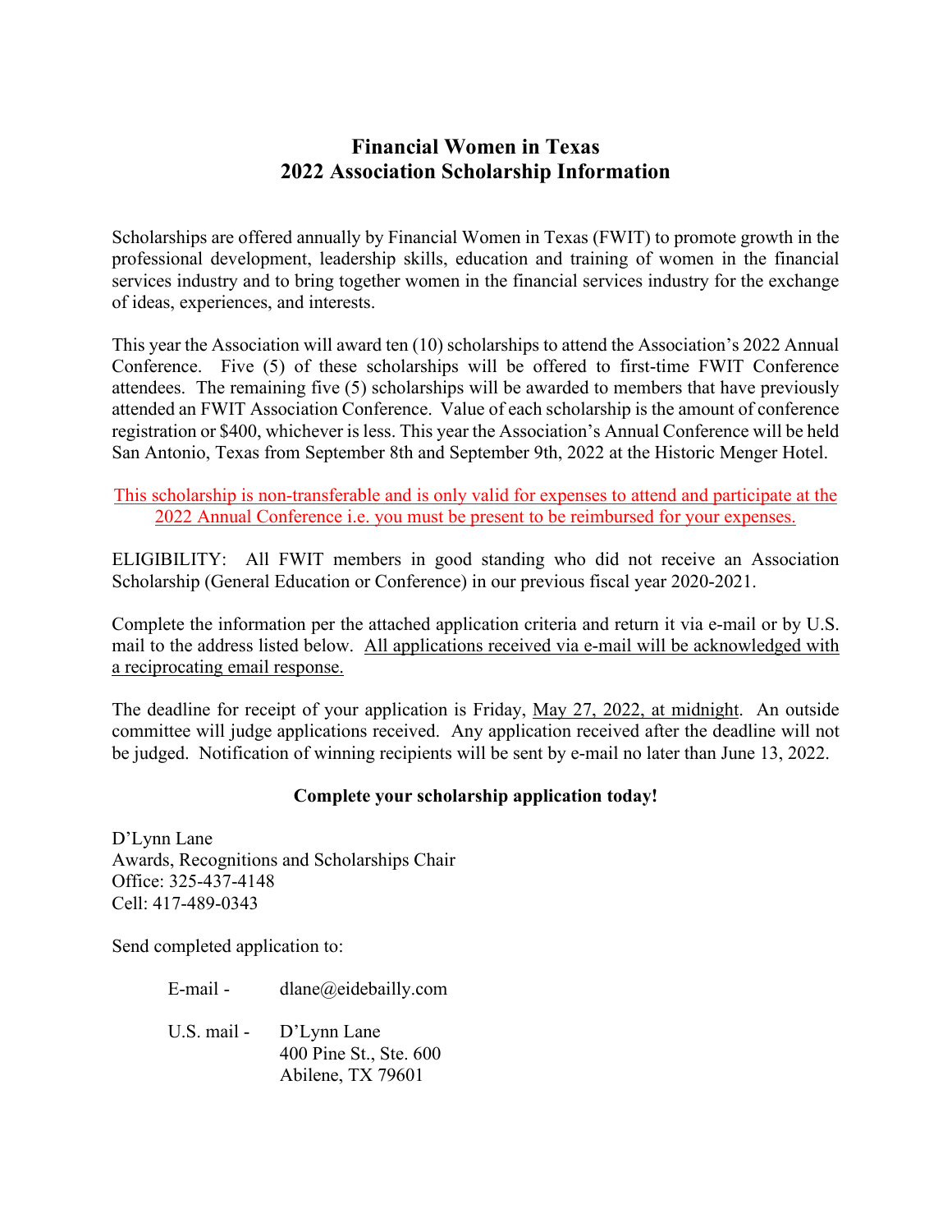# Financial Women in Texas
# 2022 Association Scholarship Information

Scholarships are offered annually by Financial Women in Texas (FWIT) to promote growth in the professional development, leadership skills, education and training of women in the financial services industry and to bring together women in the financial services industry for the exchange of ideas, experiences, and interests.

This year the Association will award ten (10) scholarships to attend the Association's 2022 Annual Conference. Five (5) of these scholarships will be offered to first-time FWIT Conference attendees. The remaining five (5) scholarships will be awarded to members that have previously attended an FWIT Association Conference. Value of each scholarship is the amount of conference registration or $400, whichever is less. This year the Association's Annual Conference will be held San Antonio, Texas from September 8th and September 9th, 2022 at the Historic Menger Hotel.

This scholarship is non-transferable and is only valid for expenses to attend and participate at the 2022 Annual Conference i.e. you must be present to be reimbursed for your expenses.

ELIGIBILITY: All FWIT members in good standing who did not receive an Association Scholarship (General Education or Conference) in our previous fiscal year 2020-2021.

Complete the information per the attached application criteria and return it via e-mail or by U.S. mail to the address listed below. All applications received via e-mail will be acknowledged with a reciprocating email response.

The deadline for receipt of your application is Friday, May 27, 2022, at midnight. An outside committee will judge applications received. Any application received after the deadline will not be judged. Notification of winning recipients will be sent by e-mail no later than June 13, 2022.

**Complete your scholarship application today!**

D'Lynn Lane
Awards, Recognitions and Scholarships Chair
Office: 325-437-4148
Cell: 417-489-0343

Send completed application to:

E-mail - dlane@eidebailly.com

U.S. mail - D'Lynn Lane
400 Pine St., Ste. 600
Abilene, TX 79601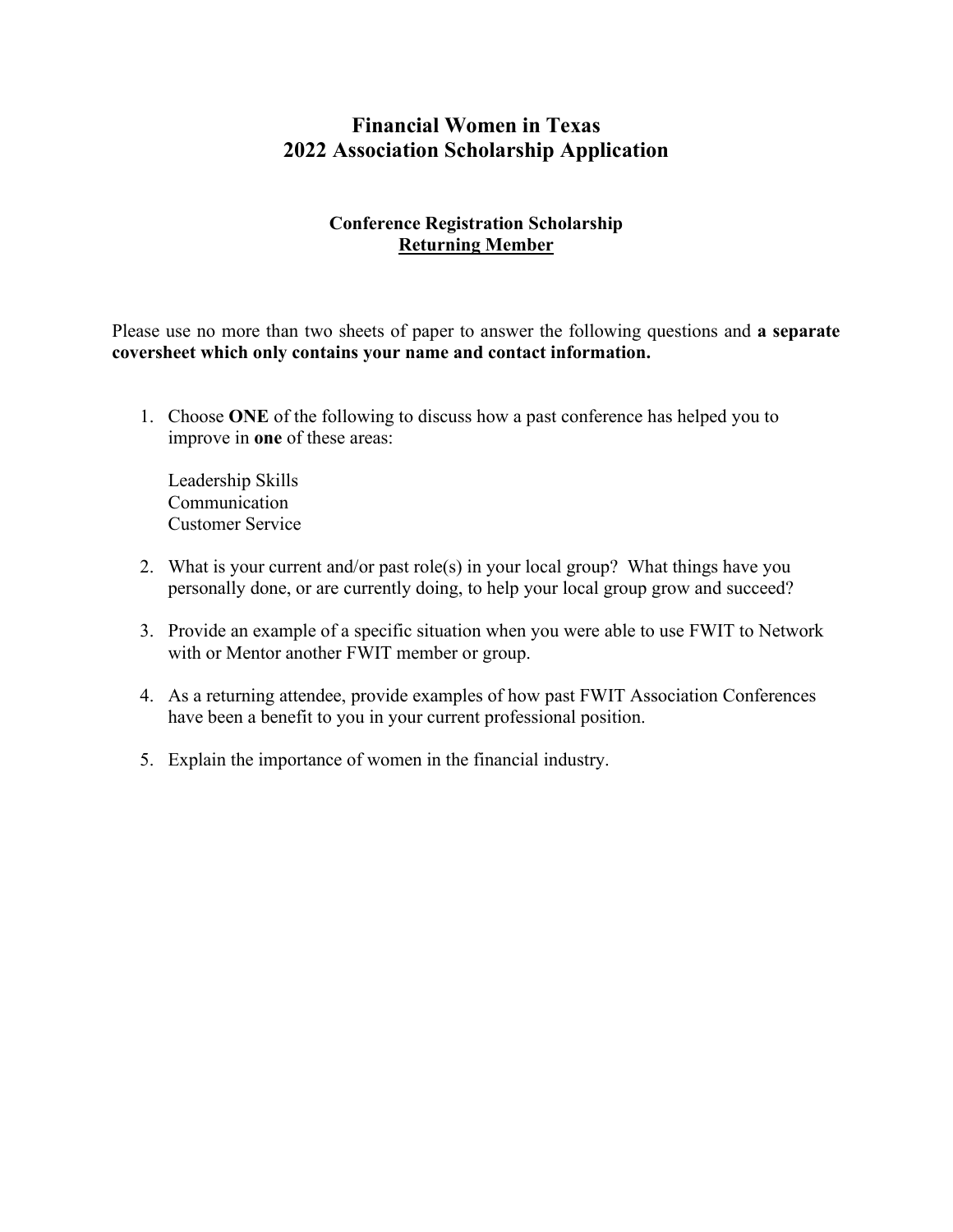# Financial Women in Texas
# 2022 Association Scholarship Application

### Conference Registration Scholarship
### Returning Member

Please use no more than two sheets of paper to answer the following questions and **a separate coversheet which only contains your name and contact information.**

1. Choose **ONE** of the following to discuss how a past conference has helped you to improve in **one** of these areas:

   Leadership Skills
   Communication
   Customer Service

2. What is your current and/or past role(s) in your local group? What things have you personally done, or are currently doing, to help your local group grow and succeed?

3. Provide an example of a specific situation when you were able to use FWIT to Network with or Mentor another FWIT member or group.

4. As a returning attendee, provide examples of how past FWIT Association Conferences have been a benefit to you in your current professional position.

5. Explain the importance of women in the financial industry.